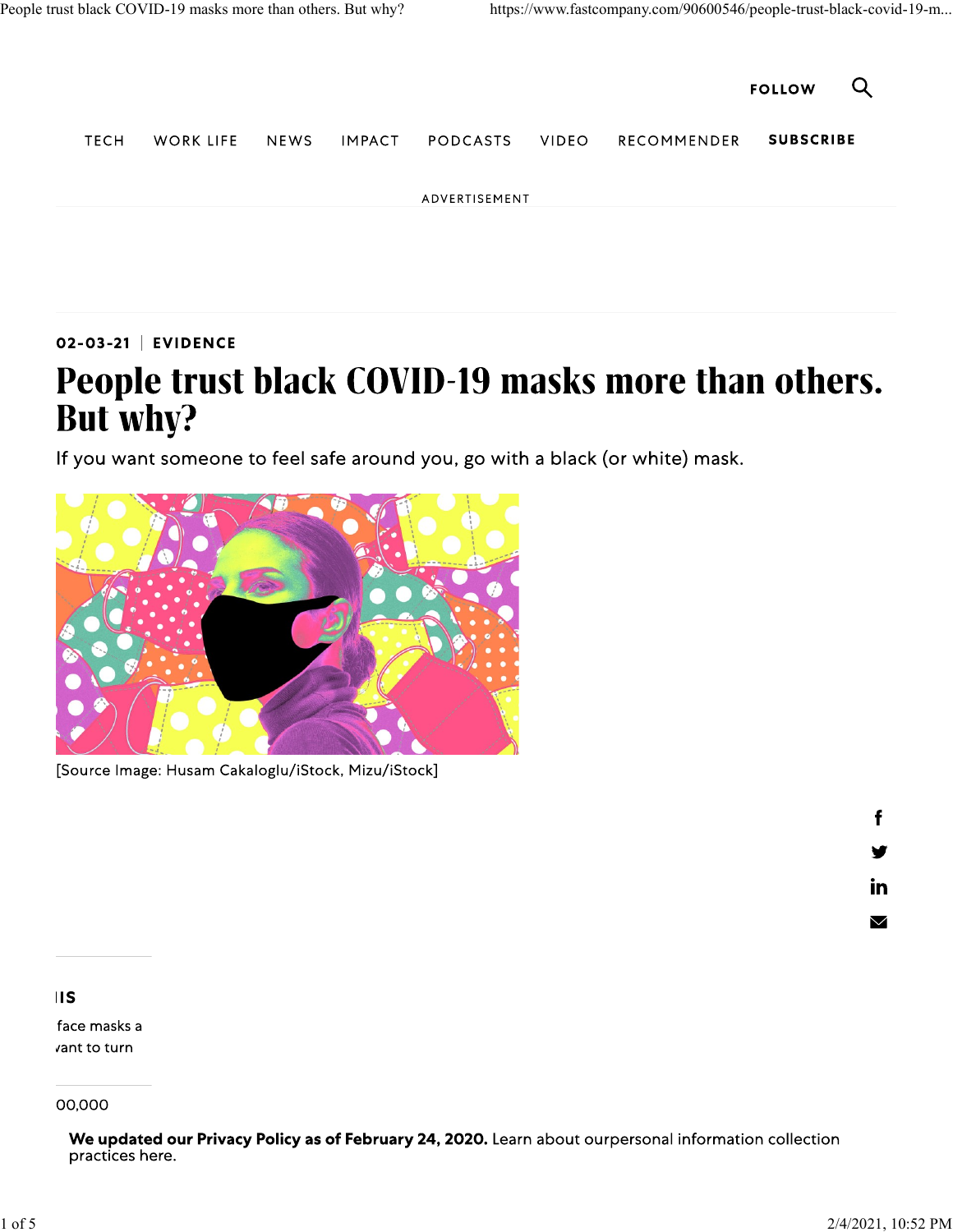FOLLOW

TECH WORK LIFE NEWS IMPACT PODCASTS VIDEO RECOMMENDER **SUBSCRIBE**

ADVERTISEMENT

**02-03-21 | EVIDENCE**

# People trust black COVID-19 masks more than others. But why?

If you want someone to feel safe around you, go with a black (or white) mask.

[Source Image: Husam Cakaloglu/iStock, Mizu/iStock]

IS

face masks a
vant to turn

00,000

**We updated our Privacy Policy as of February 24, 2020.** Learn about ourpersonal information collection practices here.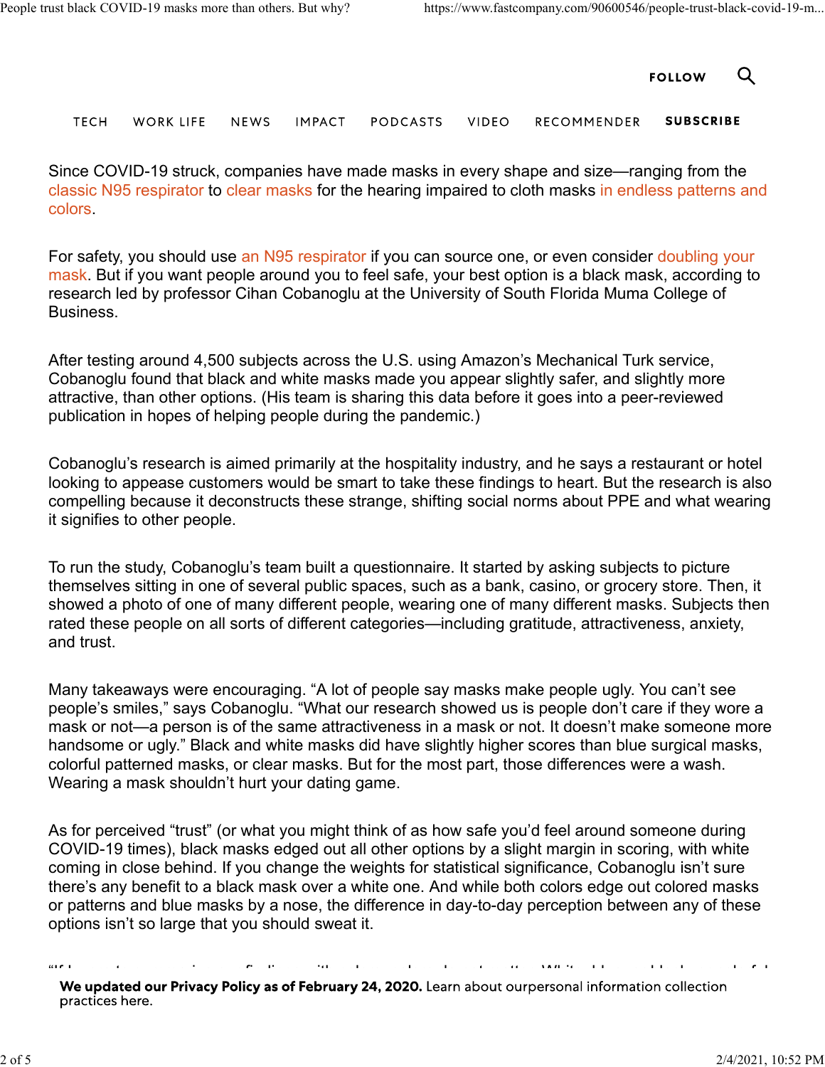Since COVID-19 struck, companies have made masks in every shape and size—ranging from the classic N95 respirator to clear masks for the hearing impaired to cloth masks in endless patterns and colors.

For safety, you should use an N95 respirator if you can source one, or even consider doubling your mask. But if you want people around you to feel safe, your best option is a black mask, according to research led by professor Cihan Cobanoglu at the University of South Florida Muma College of Business.

After testing around 4,500 subjects across the U.S. using Amazon's Mechanical Turk service, Cobanoglu found that black and white masks made you appear slightly safer, and slightly more attractive, than other options. (His team is sharing this data before it goes into a peer-reviewed publication in hopes of helping people during the pandemic.)

Cobanoglu's research is aimed primarily at the hospitality industry, and he says a restaurant or hotel looking to appease customers would be smart to take these findings to heart. But the research is also compelling because it deconstructs these strange, shifting social norms about PPE and what wearing it signifies to other people.

To run the study, Cobanoglu's team built a questionnaire. It started by asking subjects to picture themselves sitting in one of several public spaces, such as a bank, casino, or grocery store. Then, it showed a photo of one of many different people, wearing one of many different masks. Subjects then rated these people on all sorts of different categories—including gratitude, attractiveness, anxiety, and trust.

Many takeaways were encouraging. "A lot of people say masks make people ugly. You can't see people's smiles," says Cobanoglu. "What our research showed us is people don't care if they wore a mask or not—a person is of the same attractiveness in a mask or not. It doesn't make someone more handsome or ugly." Black and white masks did have slightly higher scores than blue surgical masks, colorful patterned masks, or clear masks. But for the most part, those differences were a wash. Wearing a mask shouldn't hurt your dating game.

As for perceived "trust" (or what you might think of as how safe you'd feel around someone during COVID-19 times), black masks edged out all other options by a slight margin in scoring, with white coming in close behind. If you change the weights for statistical significance, Cobanoglu isn't sure there's any benefit to a black mask over a white one. And while both colors edge out colored masks or patterns and blue masks by a nose, the difference in day-to-day perception between any of these options isn't so large that you should sweat it.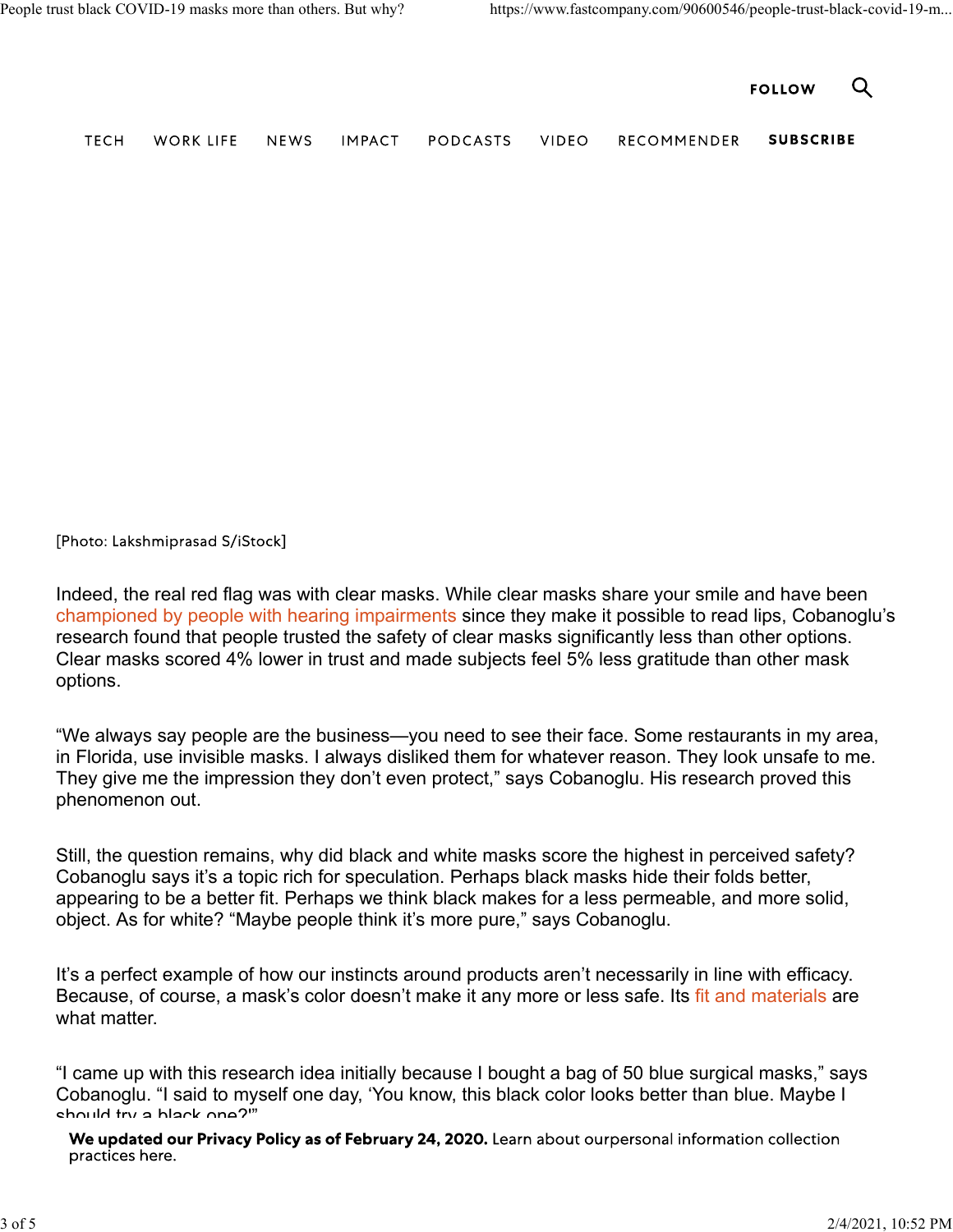[Photo: Lakshmiprasad S/iStock]

Indeed, the real red flag was with clear masks. While clear masks share your smile and have been championed by people with hearing impairments since they make it possible to read lips, Cobanoglu's research found that people trusted the safety of clear masks significantly less than other options. Clear masks scored 4% lower in trust and made subjects feel 5% less gratitude than other mask options.

"We always say people are the business—you need to see their face. Some restaurants in my area, in Florida, use invisible masks. I always disliked them for whatever reason. They look unsafe to me. They give me the impression they don't even protect," says Cobanoglu. His research proved this phenomenon out.

Still, the question remains, why did black and white masks score the highest in perceived safety? Cobanoglu says it's a topic rich for speculation. Perhaps black masks hide their folds better, appearing to be a better fit. Perhaps we think black makes for a less permeable, and more solid, object. As for white? "Maybe people think it's more pure," says Cobanoglu.

It's a perfect example of how our instincts around products aren't necessarily in line with efficacy. Because, of course, a mask's color doesn't make it any more or less safe. Its fit and materials are what matter.

"I came up with this research idea initially because I bought a bag of 50 blue surgical masks," says Cobanoglu. "I said to myself one day, 'You know, this black color looks better than blue. Maybe I should try a black one?'"

**We updated our Privacy Policy as of February 24, 2020.** Learn about ourpersonal information collection practices here.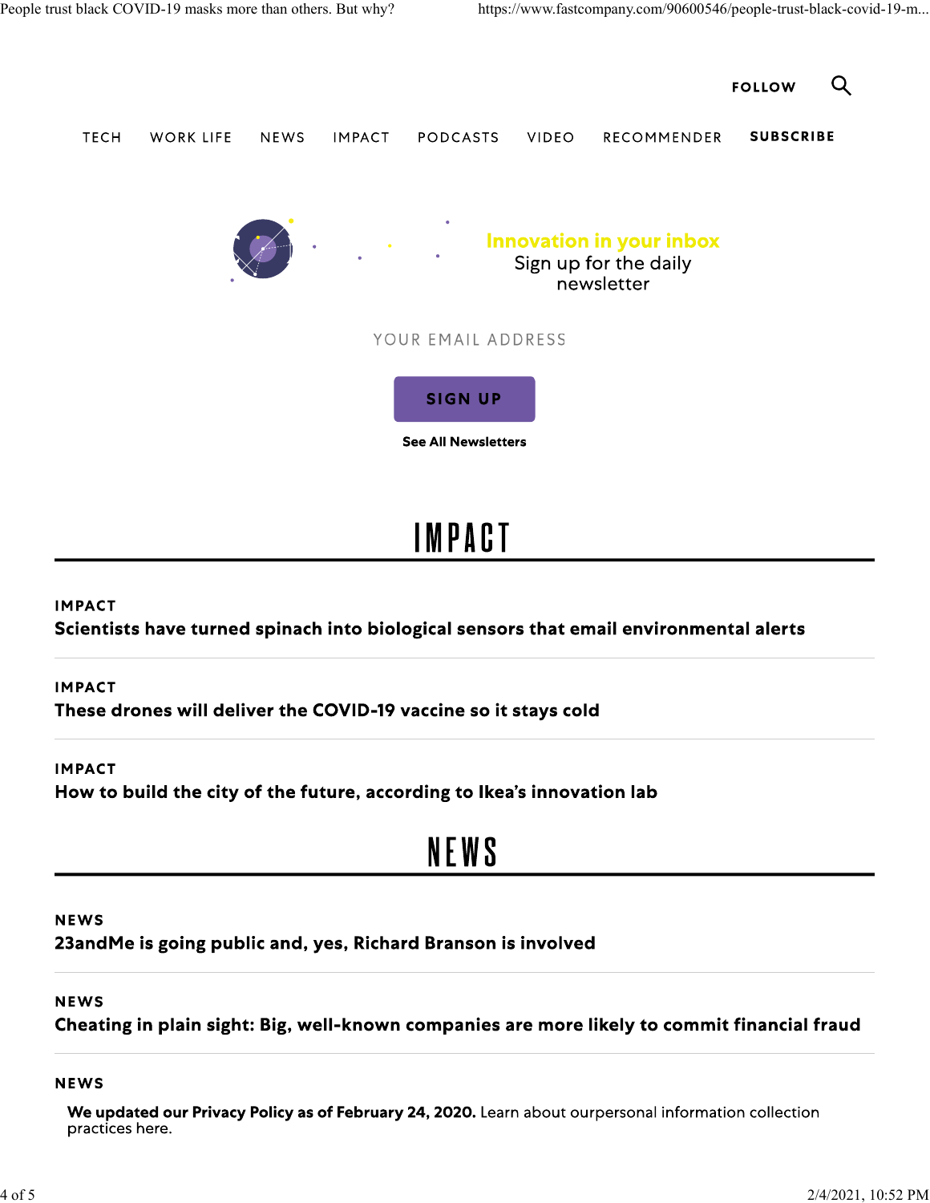FOLLOW

TECH WORK LIFE NEWS IMPACT PODCASTS VIDEO RECOMMENDER **SUBSCRIBE**

**Innovation in your inbox**
Sign up for the daily newsletter

YOUR EMAIL ADDRESS

**SIGN UP**

**See All Newsletters**

# IMPACT

**IMPACT**
**Scientists have turned spinach into biological sensors that email environmental alerts**

**IMPACT**
**These drones will deliver the COVID-19 vaccine so it stays cold**

**IMPACT**
**How to build the city of the future, according to Ikea's innovation lab**

# NEWS

**NEWS**
**23andMe is going public and, yes, Richard Branson is involved**

**NEWS**
**Cheating in plain sight: Big, well-known companies are more likely to commit financial fraud**

**NEWS**

**We updated our Privacy Policy as of February 24, 2020.** Learn about ourpersonal information collection practices here.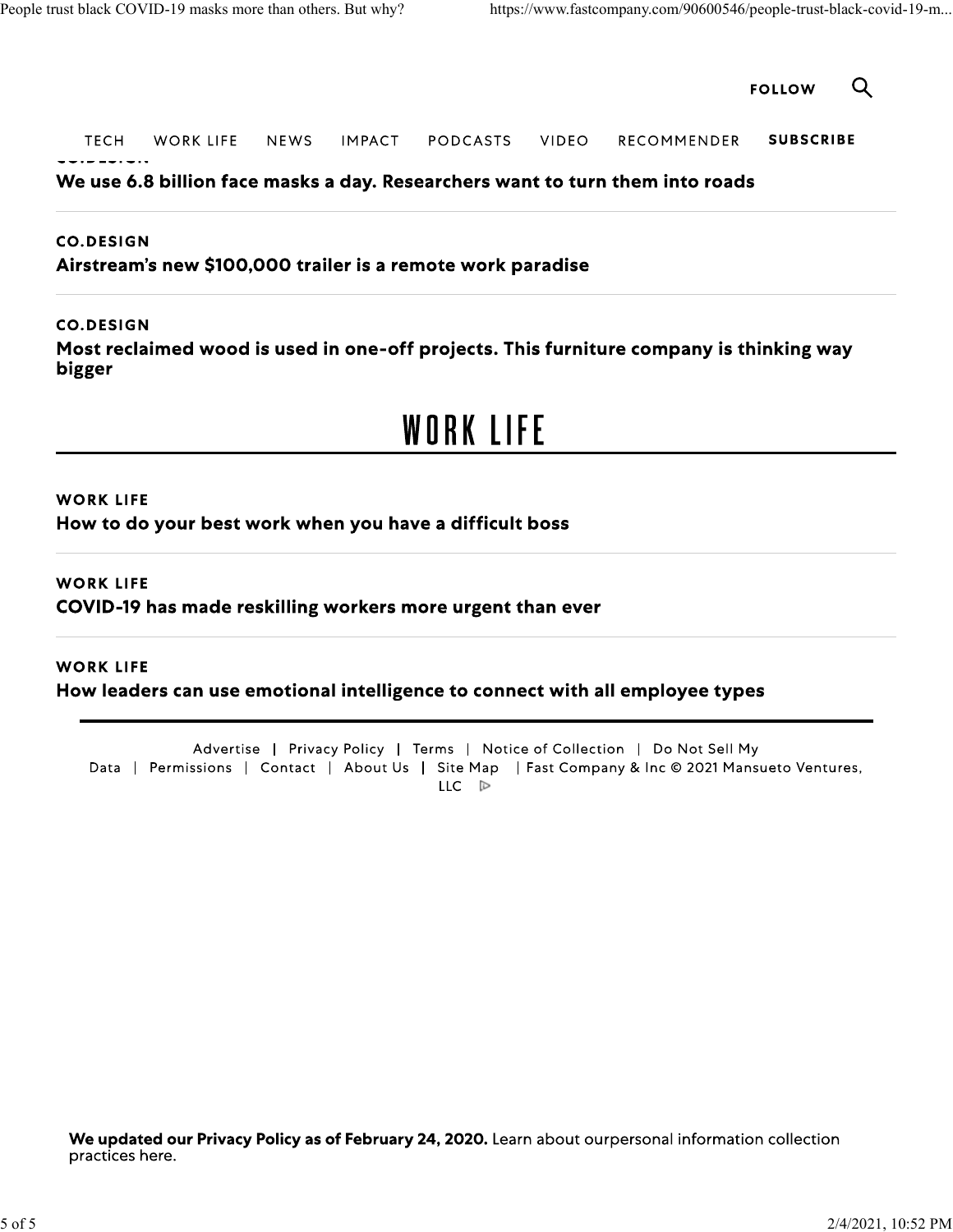FOLLOW

TECH WORK LIFE NEWS IMPACT PODCASTS VIDEO RECOMMENDER **SUBSCRIBE**

**We use 6.8 billion face masks a day. Researchers want to turn them into roads**

**CO.DESIGN**

**Airstream's new $100,000 trailer is a remote work paradise**

**CO.DESIGN**

**Most reclaimed wood is used in one-off projects. This furniture company is thinking way bigger**

# WORK LIFE

**WORK LIFE**

**How to do your best work when you have a difficult boss**

**WORK LIFE**

**COVID-19 has made reskilling workers more urgent than ever**

**WORK LIFE**

**How leaders can use emotional intelligence to connect with all employee types**

Advertise | Privacy Policy | Terms | Notice of Collection | Do Not Sell My Data | Permissions | Contact | About Us | Site Map | Fast Company & Inc © 2021 Mansueto Ventures, LLC

**We updated our Privacy Policy as of February 24, 2020.** Learn about ourpersonal information collection practices here.